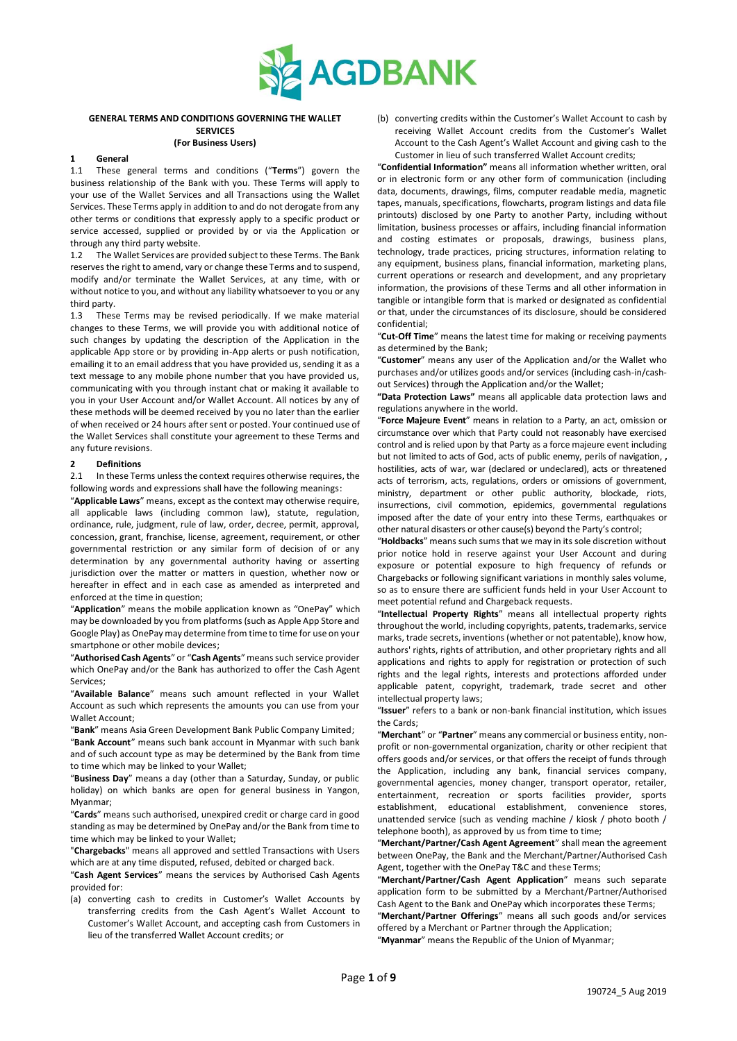**AGDBANK**

**GENERAL TERMS AND CONDITIONS GOVERNING THE WALLET SERVICES**
**(For Business Users)**

## 1 General

1.1 These general terms and conditions ("**Terms**") govern the business relationship of the Bank with you. These Terms will apply to your use of the Wallet Services and all Transactions using the Wallet Services. These Terms apply in addition to and do not derogate from any other terms or conditions that expressly apply to a specific product or service accessed, supplied or provided by or via the Application or through any third party website.

1.2 The Wallet Services are provided subject to these Terms. The Bank reserves the right to amend, vary or change these Terms and to suspend, modify and/or terminate the Wallet Services, at any time, with or without notice to you, and without any liability whatsoever to you or any third party.

1.3 These Terms may be revised periodically. If we make material changes to these Terms, we will provide you with additional notice of such changes by updating the description of the Application in the applicable App store or by providing in-App alerts or push notification, emailing it to an email address that you have provided us, sending it as a text message to any mobile phone number that you have provided us, communicating with you through instant chat or making it available to you in your User Account and/or Wallet Account. All notices by any of these methods will be deemed received by you no later than the earlier of when received or 24 hours after sent or posted. Your continued use of the Wallet Services shall constitute your agreement to these Terms and any future revisions.

## 2 Definitions

2.1 In these Terms unless the context requires otherwise requires, the following words and expressions shall have the following meanings:

"**Applicable Laws**" means, except as the context may otherwise require, all applicable laws (including common law), statute, regulation, ordinance, rule, judgment, rule of law, order, decree, permit, approval, concession, grant, franchise, license, agreement, requirement, or other governmental restriction or any similar form of decision of or any determination by any governmental authority having or asserting jurisdiction over the matter or matters in question, whether now or hereafter in effect and in each case as amended as interpreted and enforced at the time in question;

"**Application**" means the mobile application known as "OnePay" which may be downloaded by you from platforms (such as Apple App Store and Google Play) as OnePay may determine from time to time for use on your smartphone or other mobile devices;

"**Authorised Cash Agents**" or "**Cash Agents**" means such service provider which OnePay and/or the Bank has authorized to offer the Cash Agent Services;

"**Available Balance**" means such amount reflected in your Wallet Account as such which represents the amounts you can use from your Wallet Account;

"**Bank**" means Asia Green Development Bank Public Company Limited;

"**Bank Account**" means such bank account in Myanmar with such bank and of such account type as may be determined by the Bank from time to time which may be linked to your Wallet;

"**Business Day**" means a day (other than a Saturday, Sunday, or public holiday) on which banks are open for general business in Yangon, Myanmar;

"**Cards**" means such authorised, unexpired credit or charge card in good standing as may be determined by OnePay and/or the Bank from time to time which may be linked to your Wallet;

"**Chargebacks**" means all approved and settled Transactions with Users which are at any time disputed, refused, debited or charged back.

"**Cash Agent Services**" means the services by Authorised Cash Agents provided for:

(a) converting cash to credits in Customer's Wallet Accounts by transferring credits from the Cash Agent's Wallet Account to Customer's Wallet Account, and accepting cash from Customers in lieu of the transferred Wallet Account credits; or

(b) converting credits within the Customer's Wallet Account to cash by receiving Wallet Account credits from the Customer's Wallet Account to the Cash Agent's Wallet Account and giving cash to the Customer in lieu of such transferred Wallet Account credits;

"**Confidential Information**" means all information whether written, oral or in electronic form or any other form of communication (including data, documents, drawings, films, computer readable media, magnetic tapes, manuals, specifications, flowcharts, program listings and data file printouts) disclosed by one Party to another Party, including without limitation, business processes or affairs, including financial information and costing estimates or proposals, drawings, business plans, technology, trade practices, pricing structures, information relating to any equipment, business plans, financial information, marketing plans, current operations or research and development, and any proprietary information, the provisions of these Terms and all other information in tangible or intangible form that is marked or designated as confidential or that, under the circumstances of its disclosure, should be considered confidential;

"**Cut-Off Time**" means the latest time for making or receiving payments as determined by the Bank;

"**Customer**" means any user of the Application and/or the Wallet who purchases and/or utilizes goods and/or services (including cash-in/cash-out Services) through the Application and/or the Wallet;

"**Data Protection Laws**" means all applicable data protection laws and regulations anywhere in the world.

"**Force Majeure Event**" means in relation to a Party, an act, omission or circumstance over which that Party could not reasonably have exercised control and is relied upon by that Party as a force majeure event including but not limited to acts of God, acts of public enemy, perils of navigation, **,** hostilities, acts of war, war (declared or undeclared), acts or threatened acts of terrorism, acts, regulations, orders or omissions of government, ministry, department or other public authority, blockade, riots, insurrections, civil commotion, epidemics, governmental regulations imposed after the date of your entry into these Terms, earthquakes or other natural disasters or other cause(s) beyond the Party's control;

"**Holdbacks**" means such sums that we may in its sole discretion without prior notice hold in reserve against your User Account and during exposure or potential exposure to high frequency of refunds or Chargebacks or following significant variations in monthly sales volume, so as to ensure there are sufficient funds held in your User Account to meet potential refund and Chargeback requests.

"**Intellectual Property Rights**" means all intellectual property rights throughout the world, including copyrights, patents, trademarks, service marks, trade secrets, inventions (whether or not patentable), know how, authors' rights, rights of attribution, and other proprietary rights and all applications and rights to apply for registration or protection of such rights and the legal rights, interests and protections afforded under applicable patent, copyright, trademark, trade secret and other intellectual property laws;

"**Issuer**" refers to a bank or non-bank financial institution, which issues the Cards;

"**Merchant**" or "**Partner**" means any commercial or business entity, non-profit or non-governmental organization, charity or other recipient that offers goods and/or services, or that offers the receipt of funds through the Application, including any bank, financial services company, governmental agencies, money changer, transport operator, retailer, entertainment, recreation or sports facilities provider, sports establishment, educational establishment, convenience stores, unattended service (such as vending machine / kiosk / photo booth / telephone booth), as approved by us from time to time;

"**Merchant/Partner/Cash Agent Agreement**" shall mean the agreement between OnePay, the Bank and the Merchant/Partner/Authorised Cash Agent, together with the OnePay T&C and these Terms;

"**Merchant/Partner/Cash Agent Application**" means such separate application form to be submitted by a Merchant/Partner/Authorised Cash Agent to the Bank and OnePay which incorporates these Terms;

"**Merchant/Partner Offerings**" means all such goods and/or services offered by a Merchant or Partner through the Application;

"**Myanmar**" means the Republic of the Union of Myanmar;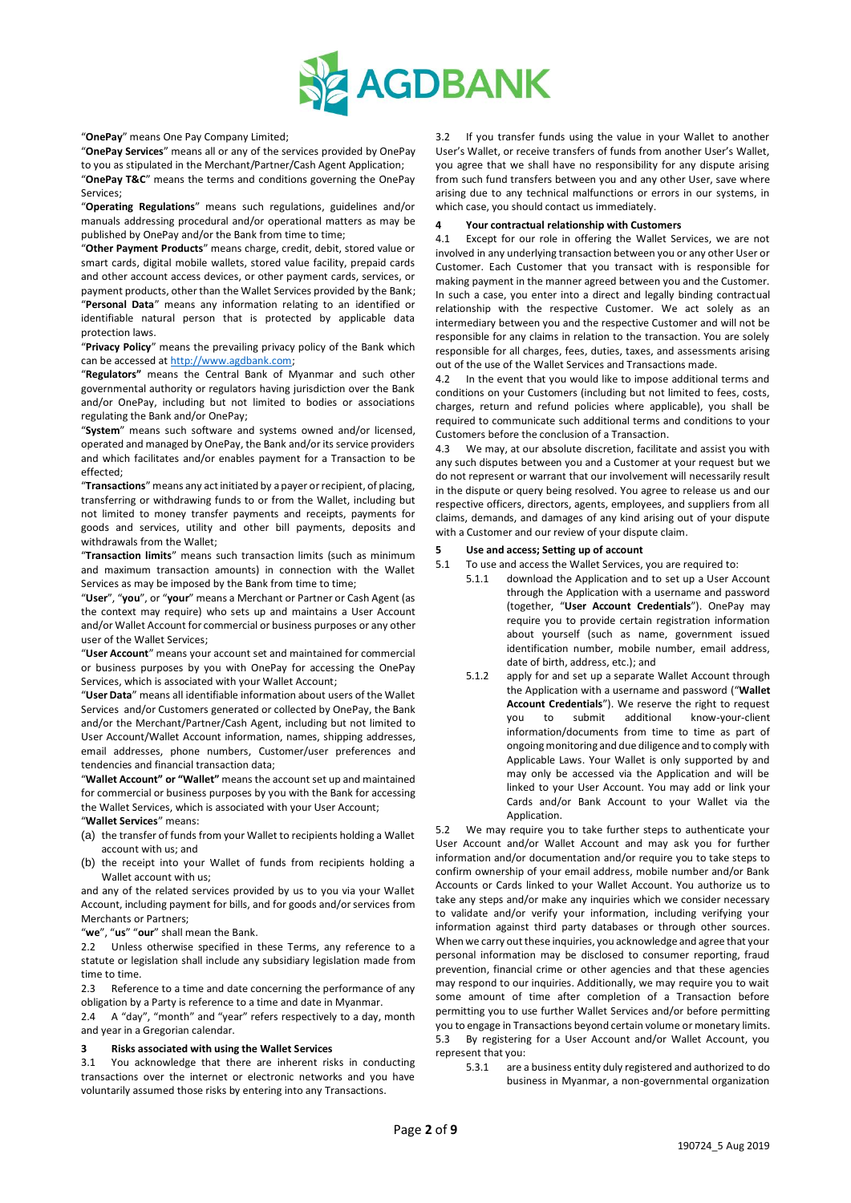"**OnePay**" means One Pay Company Limited;

"**OnePay Services**" means all or any of the services provided by OnePay to you as stipulated in the Merchant/Partner/Cash Agent Application;

"**OnePay T&C**" means the terms and conditions governing the OnePay Services;

"**Operating Regulations**" means such regulations, guidelines and/or manuals addressing procedural and/or operational matters as may be published by OnePay and/or the Bank from time to time;

"**Other Payment Products**" means charge, credit, debit, stored value or smart cards, digital mobile wallets, stored value facility, prepaid cards and other account access devices, or other payment cards, services, or payment products, other than the Wallet Services provided by the Bank;

"**Personal Data**" means any information relating to an identified or identifiable natural person that is protected by applicable data protection laws.

"**Privacy Policy**" means the prevailing privacy policy of the Bank which can be accessed at http://www.agdbank.com;

"**Regulators"** means the Central Bank of Myanmar and such other governmental authority or regulators having jurisdiction over the Bank and/or OnePay, including but not limited to bodies or associations regulating the Bank and/or OnePay;

"**System**" means such software and systems owned and/or licensed, operated and managed by OnePay, the Bank and/or its service providers and which facilitates and/or enables payment for a Transaction to be effected;

"**Transactions**" means any act initiated by a payer or recipient, of placing, transferring or withdrawing funds to or from the Wallet, including but not limited to money transfer payments and receipts, payments for goods and services, utility and other bill payments, deposits and withdrawals from the Wallet;

"**Transaction limits**" means such transaction limits (such as minimum and maximum transaction amounts) in connection with the Wallet Services as may be imposed by the Bank from time to time;

"**User**", "**you**", or "**your**" means a Merchant or Partner or Cash Agent (as the context may require) who sets up and maintains a User Account and/or Wallet Account for commercial or business purposes or any other user of the Wallet Services;

"**User Account**" means your account set and maintained for commercial or business purposes by you with OnePay for accessing the OnePay Services, which is associated with your Wallet Account;

"**User Data**" means all identifiable information about users of the Wallet Services and/or Customers generated or collected by OnePay, the Bank and/or the Merchant/Partner/Cash Agent, including but not limited to User Account/Wallet Account information, names, shipping addresses, email addresses, phone numbers, Customer/user preferences and tendencies and financial transaction data;

"**Wallet Account" or "Wallet"** means the account set up and maintained for commercial or business purposes by you with the Bank for accessing the Wallet Services, which is associated with your User Account;

"**Wallet Services**" means:

(a) the transfer of funds from your Wallet to recipients holding a Wallet account with us; and

(b) the receipt into your Wallet of funds from recipients holding a Wallet account with us;

and any of the related services provided by us to you via your Wallet Account, including payment for bills, and for goods and/or services from Merchants or Partners;

"**we**", "**us**" "**our**" shall mean the Bank.

2.2 Unless otherwise specified in these Terms, any reference to a statute or legislation shall include any subsidiary legislation made from time to time.

2.3 Reference to a time and date concerning the performance of any obligation by a Party is reference to a time and date in Myanmar.

2.4 A "day", "month" and "year" refers respectively to a day, month and year in a Gregorian calendar.

## 3 Risks associated with using the Wallet Services

3.1 You acknowledge that there are inherent risks in conducting transactions over the internet or electronic networks and you have voluntarily assumed those risks by entering into any Transactions.

3.2 If you transfer funds using the value in your Wallet to another User's Wallet, or receive transfers of funds from another User's Wallet, you agree that we shall have no responsibility for any dispute arising from such fund transfers between you and any other User, save where arising due to any technical malfunctions or errors in our systems, in which case, you should contact us immediately.

## 4 Your contractual relationship with Customers

4.1 Except for our role in offering the Wallet Services, we are not involved in any underlying transaction between you or any other User or Customer. Each Customer that you transact with is responsible for making payment in the manner agreed between you and the Customer. In such a case, you enter into a direct and legally binding contractual relationship with the respective Customer. We act solely as an intermediary between you and the respective Customer and will not be responsible for any claims in relation to the transaction. You are solely responsible for all charges, fees, duties, taxes, and assessments arising out of the use of the Wallet Services and Transactions made.

4.2 In the event that you would like to impose additional terms and conditions on your Customers (including but not limited to fees, costs, charges, return and refund policies where applicable), you shall be required to communicate such additional terms and conditions to your Customers before the conclusion of a Transaction.

4.3 We may, at our absolute discretion, facilitate and assist you with any such disputes between you and a Customer at your request but we do not represent or warrant that our involvement will necessarily result in the dispute or query being resolved. You agree to release us and our respective officers, directors, agents, employees, and suppliers from all claims, demands, and damages of any kind arising out of your dispute with a Customer and our review of your dispute claim.

## 5 Use and access; Setting up of account

5.1 To use and access the Wallet Services, you are required to:

5.1.1 download the Application and to set up a User Account through the Application with a username and password (together, "**User Account Credentials**"). OnePay may require you to provide certain registration information about yourself (such as name, government issued identification number, mobile number, email address, date of birth, address, etc.); and

5.1.2 apply for and set up a separate Wallet Account through the Application with a username and password ("**Wallet Account Credentials**"). We reserve the right to request you to submit additional know-your-client information/documents from time to time as part of ongoing monitoring and due diligence and to comply with Applicable Laws. Your Wallet is only supported by and may only be accessed via the Application and will be linked to your User Account. You may add or link your Cards and/or Bank Account to your Wallet via the Application.

5.2 We may require you to take further steps to authenticate your User Account and/or Wallet Account and may ask you for further information and/or documentation and/or require you to take steps to confirm ownership of your email address, mobile number and/or Bank Accounts or Cards linked to your Wallet Account. You authorize us to take any steps and/or make any inquiries which we consider necessary to validate and/or verify your information, including verifying your information against third party databases or through other sources. When we carry out these inquiries, you acknowledge and agree that your personal information may be disclosed to consumer reporting, fraud prevention, financial crime or other agencies and that these agencies may respond to our inquiries. Additionally, we may require you to wait some amount of time after completion of a Transaction before permitting you to use further Wallet Services and/or before permitting you to engage in Transactions beyond certain volume or monetary limits.

5.3 By registering for a User Account and/or Wallet Account, you represent that you:

5.3.1 are a business entity duly registered and authorized to do business in Myanmar, a non-governmental organization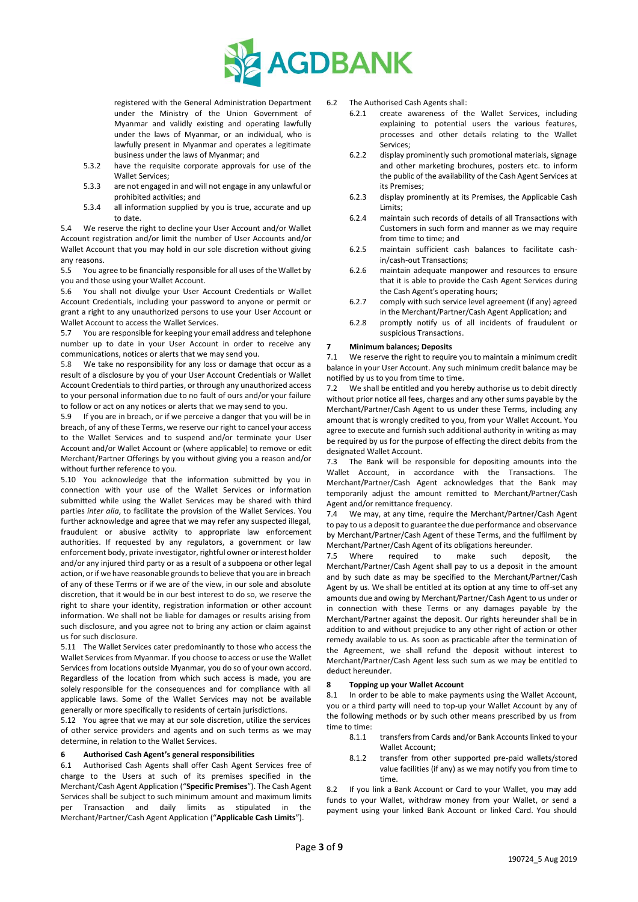registered with the General Administration Department under the Ministry of the Union Government of Myanmar and validly existing and operating lawfully under the laws of Myanmar, or an individual, who is lawfully present in Myanmar and operates a legitimate business under the laws of Myanmar; and

5.3.2 have the requisite corporate approvals for use of the Wallet Services;

5.3.3 are not engaged in and will not engage in any unlawful or prohibited activities; and

5.3.4 all information supplied by you is true, accurate and up to date.

5.4 We reserve the right to decline your User Account and/or Wallet Account registration and/or limit the number of User Accounts and/or Wallet Account that you may hold in our sole discretion without giving any reasons.

5.5 You agree to be financially responsible for all uses of the Wallet by you and those using your Wallet Account.

5.6 You shall not divulge your User Account Credentials or Wallet Account Credentials, including your password to anyone or permit or grant a right to any unauthorized persons to use your User Account or Wallet Account to access the Wallet Services.

5.7 You are responsible for keeping your email address and telephone number up to date in your User Account in order to receive any communications, notices or alerts that we may send you.

5.8 We take no responsibility for any loss or damage that occur as a result of a disclosure by you of your User Account Credentials or Wallet Account Credentials to third parties, or through any unauthorized access to your personal information due to no fault of ours and/or your failure to follow or act on any notices or alerts that we may send to you.

5.9 If you are in breach, or if we perceive a danger that you will be in breach, of any of these Terms, we reserve our right to cancel your access to the Wallet Services and to suspend and/or terminate your User Account and/or Wallet Account or (where applicable) to remove or edit Merchant/Partner Offerings by you without giving you a reason and/or without further reference to you.

5.10 You acknowledge that the information submitted by you in connection with your use of the Wallet Services or information submitted while using the Wallet Services may be shared with third parties *inter alia*, to facilitate the provision of the Wallet Services. You further acknowledge and agree that we may refer any suspected illegal, fraudulent or abusive activity to appropriate law enforcement authorities. If requested by any regulators, a government or law enforcement body, private investigator, rightful owner or interest holder and/or any injured third party or as a result of a subpoena or other legal action, or if we have reasonable grounds to believe that you are in breach of any of these Terms or if we are of the view, in our sole and absolute discretion, that it would be in our best interest to do so, we reserve the right to share your identity, registration information or other account information. We shall not be liable for damages or results arising from such disclosure, and you agree not to bring any action or claim against us for such disclosure.

5.11 The Wallet Services cater predominantly to those who access the Wallet Services from Myanmar. If you choose to access or use the Wallet Services from locations outside Myanmar, you do so of your own accord. Regardless of the location from which such access is made, you are solely responsible for the consequences and for compliance with all applicable laws. Some of the Wallet Services may not be available generally or more specifically to residents of certain jurisdictions.

5.12 You agree that we may at our sole discretion, utilize the services of other service providers and agents and on such terms as we may determine, in relation to the Wallet Services.

## 6 Authorised Cash Agent's general responsibilities

6.1 Authorised Cash Agents shall offer Cash Agent Services free of charge to the Users at such of its premises specified in the Merchant/Cash Agent Application ("**Specific Premises**"). The Cash Agent Services shall be subject to such minimum amount and maximum limits per Transaction and daily limits as stipulated in the Merchant/Partner/Cash Agent Application ("**Applicable Cash Limits**").

6.2 The Authorised Cash Agents shall:

6.2.1 create awareness of the Wallet Services, including explaining to potential users the various features, processes and other details relating to the Wallet Services;

6.2.2 display prominently such promotional materials, signage and other marketing brochures, posters etc. to inform the public of the availability of the Cash Agent Services at its Premises;

6.2.3 display prominently at its Premises, the Applicable Cash Limits;

6.2.4 maintain such records of details of all Transactions with Customers in such form and manner as we may require from time to time; and

6.2.5 maintain sufficient cash balances to facilitate cash-in/cash-out Transactions;

6.2.6 maintain adequate manpower and resources to ensure that it is able to provide the Cash Agent Services during the Cash Agent's operating hours;

6.2.7 comply with such service level agreement (if any) agreed in the Merchant/Partner/Cash Agent Application; and

6.2.8 promptly notify us of all incidents of fraudulent or suspicious Transactions.

## 7 Minimum balances; Deposits

7.1 We reserve the right to require you to maintain a minimum credit balance in your User Account. Any such minimum credit balance may be notified by us to you from time to time.

7.2 We shall be entitled and you hereby authorise us to debit directly without prior notice all fees, charges and any other sums payable by the Merchant/Partner/Cash Agent to us under these Terms, including any amount that is wrongly credited to you, from your Wallet Account. You agree to execute and furnish such additional authority in writing as may be required by us for the purpose of effecting the direct debits from the designated Wallet Account.

7.3 The Bank will be responsible for depositing amounts into the Wallet Account, in accordance with the Transactions. The Merchant/Partner/Cash Agent acknowledges that the Bank may temporarily adjust the amount remitted to Merchant/Partner/Cash Agent and/or remittance frequency.

7.4 We may, at any time, require the Merchant/Partner/Cash Agent to pay to us a deposit to guarantee the due performance and observance by Merchant/Partner/Cash Agent of these Terms, and the fulfilment by Merchant/Partner/Cash Agent of its obligations hereunder.

7.5 Where required to make such deposit, the Merchant/Partner/Cash Agent shall pay to us a deposit in the amount and by such date as may be specified to the Merchant/Partner/Cash Agent by us. We shall be entitled at its option at any time to off-set any amounts due and owing by Merchant/Partner/Cash Agent to us under or in connection with these Terms or any damages payable by the Merchant/Partner against the deposit. Our rights hereunder shall be in addition to and without prejudice to any other right of action or other remedy available to us. As soon as practicable after the termination of the Agreement, we shall refund the deposit without interest to Merchant/Partner/Cash Agent less such sum as we may be entitled to deduct hereunder.

## 8 Topping up your Wallet Account

8.1 In order to be able to make payments using the Wallet Account, you or a third party will need to top-up your Wallet Account by any of the following methods or by such other means prescribed by us from time to time:

8.1.1 transfers from Cards and/or Bank Accounts linked to your Wallet Account;

8.1.2 transfer from other supported pre-paid wallets/stored value facilities (if any) as we may notify you from time to time.

8.2 If you link a Bank Account or Card to your Wallet, you may add funds to your Wallet, withdraw money from your Wallet, or send a payment using your linked Bank Account or linked Card. You should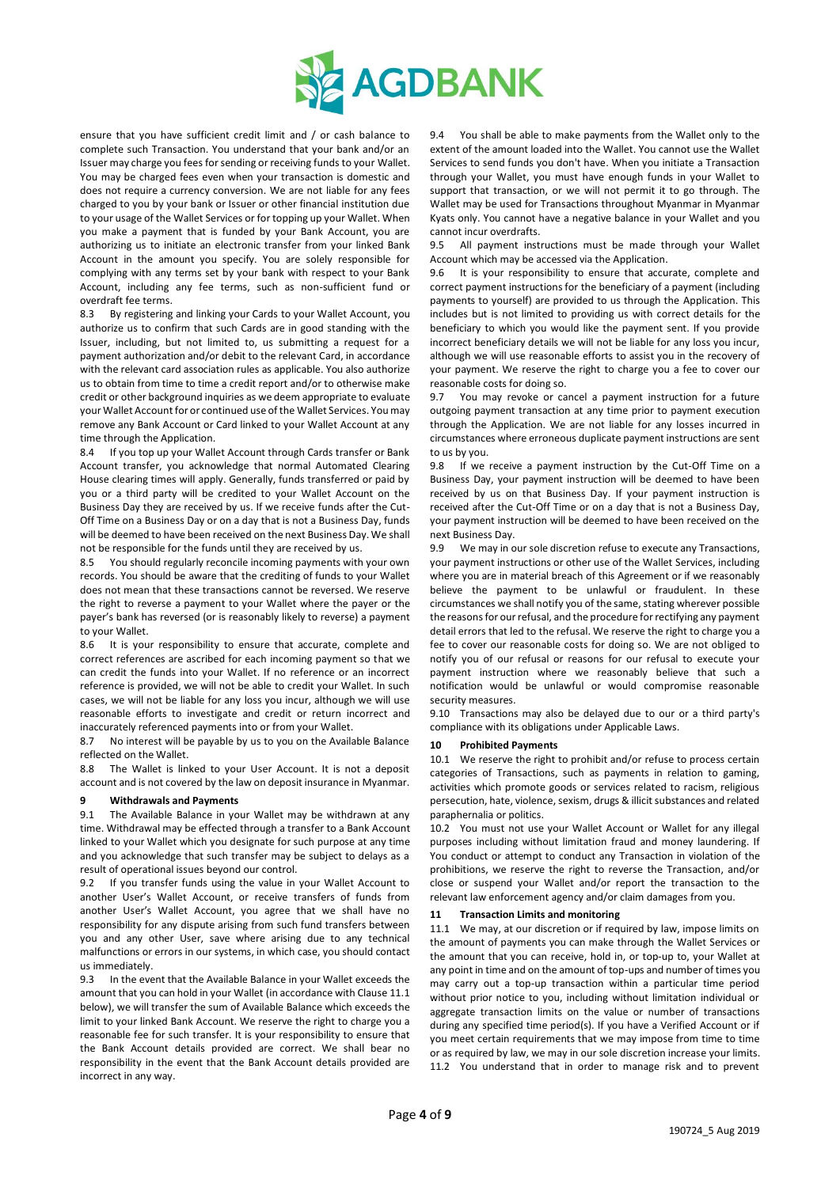ensure that you have sufficient credit limit and / or cash balance to complete such Transaction. You understand that your bank and/or an Issuer may charge you fees for sending or receiving funds to your Wallet. You may be charged fees even when your transaction is domestic and does not require a currency conversion. We are not liable for any fees charged to you by your bank or Issuer or other financial institution due to your usage of the Wallet Services or for topping up your Wallet. When you make a payment that is funded by your Bank Account, you are authorizing us to initiate an electronic transfer from your linked Bank Account in the amount you specify. You are solely responsible for complying with any terms set by your bank with respect to your Bank Account, including any fee terms, such as non-sufficient fund or overdraft fee terms.

8.3 By registering and linking your Cards to your Wallet Account, you authorize us to confirm that such Cards are in good standing with the Issuer, including, but not limited to, us submitting a request for a payment authorization and/or debit to the relevant Card, in accordance with the relevant card association rules as applicable. You also authorize us to obtain from time to time a credit report and/or to otherwise make credit or other background inquiries as we deem appropriate to evaluate your Wallet Account for or continued use of the Wallet Services. You may remove any Bank Account or Card linked to your Wallet Account at any time through the Application.

8.4 If you top up your Wallet Account through Cards transfer or Bank Account transfer, you acknowledge that normal Automated Clearing House clearing times will apply. Generally, funds transferred or paid by you or a third party will be credited to your Wallet Account on the Business Day they are received by us. If we receive funds after the Cut-Off Time on a Business Day or on a day that is not a Business Day, funds will be deemed to have been received on the next Business Day. We shall not be responsible for the funds until they are received by us.

8.5 You should regularly reconcile incoming payments with your own records. You should be aware that the crediting of funds to your Wallet does not mean that these transactions cannot be reversed. We reserve the right to reverse a payment to your Wallet where the payer or the payer's bank has reversed (or is reasonably likely to reverse) a payment to your Wallet.

8.6 It is your responsibility to ensure that accurate, complete and correct references are ascribed for each incoming payment so that we can credit the funds into your Wallet. If no reference or an incorrect reference is provided, we will not be able to credit your Wallet. In such cases, we will not be liable for any loss you incur, although we will use reasonable efforts to investigate and credit or return incorrect and inaccurately referenced payments into or from your Wallet.

8.7 No interest will be payable by us to you on the Available Balance reflected on the Wallet.

8.8 The Wallet is linked to your User Account. It is not a deposit account and is not covered by the law on deposit insurance in Myanmar.

## 9 Withdrawals and Payments

9.1 The Available Balance in your Wallet may be withdrawn at any time. Withdrawal may be effected through a transfer to a Bank Account linked to your Wallet which you designate for such purpose at any time and you acknowledge that such transfer may be subject to delays as a result of operational issues beyond our control.

9.2 If you transfer funds using the value in your Wallet Account to another User's Wallet Account, or receive transfers of funds from another User's Wallet Account, you agree that we shall have no responsibility for any dispute arising from such fund transfers between you and any other User, save where arising due to any technical malfunctions or errors in our systems, in which case, you should contact us immediately.

9.3 In the event that the Available Balance in your Wallet exceeds the amount that you can hold in your Wallet (in accordance with Clause 11.1 below), we will transfer the sum of Available Balance which exceeds the limit to your linked Bank Account. We reserve the right to charge you a reasonable fee for such transfer. It is your responsibility to ensure that the Bank Account details provided are correct. We shall bear no responsibility in the event that the Bank Account details provided are incorrect in any way.

9.4 You shall be able to make payments from the Wallet only to the extent of the amount loaded into the Wallet. You cannot use the Wallet Services to send funds you don't have. When you initiate a Transaction through your Wallet, you must have enough funds in your Wallet to support that transaction, or we will not permit it to go through. The Wallet may be used for Transactions throughout Myanmar in Myanmar Kyats only. You cannot have a negative balance in your Wallet and you cannot incur overdrafts.

9.5 All payment instructions must be made through your Wallet Account which may be accessed via the Application.

9.6 It is your responsibility to ensure that accurate, complete and correct payment instructions for the beneficiary of a payment (including payments to yourself) are provided to us through the Application. This includes but is not limited to providing us with correct details for the beneficiary to which you would like the payment sent. If you provide incorrect beneficiary details we will not be liable for any loss you incur, although we will use reasonable efforts to assist you in the recovery of your payment. We reserve the right to charge you a fee to cover our reasonable costs for doing so.

9.7 You may revoke or cancel a payment instruction for a future outgoing payment transaction at any time prior to payment execution through the Application. We are not liable for any losses incurred in circumstances where erroneous duplicate payment instructions are sent to us by you.

9.8 If we receive a payment instruction by the Cut-Off Time on a Business Day, your payment instruction will be deemed to have been received by us on that Business Day. If your payment instruction is received after the Cut-Off Time or on a day that is not a Business Day, your payment instruction will be deemed to have been received on the next Business Day.

9.9 We may in our sole discretion refuse to execute any Transactions, your payment instructions or other use of the Wallet Services, including where you are in material breach of this Agreement or if we reasonably believe the payment to be unlawful or fraudulent. In these circumstances we shall notify you of the same, stating wherever possible the reasons for our refusal, and the procedure for rectifying any payment detail errors that led to the refusal. We reserve the right to charge you a fee to cover our reasonable costs for doing so. We are not obliged to notify you of our refusal or reasons for our refusal to execute your payment instruction where we reasonably believe that such a notification would be unlawful or would compromise reasonable security measures.

9.10 Transactions may also be delayed due to our or a third party's compliance with its obligations under Applicable Laws.

## 10 Prohibited Payments

10.1 We reserve the right to prohibit and/or refuse to process certain categories of Transactions, such as payments in relation to gaming, activities which promote goods or services related to racism, religious persecution, hate, violence, sexism, drugs & illicit substances and related paraphernalia or politics.

10.2 You must not use your Wallet Account or Wallet for any illegal purposes including without limitation fraud and money laundering. If You conduct or attempt to conduct any Transaction in violation of the prohibitions, we reserve the right to reverse the Transaction, and/or close or suspend your Wallet and/or report the transaction to the relevant law enforcement agency and/or claim damages from you.

## 11 Transaction Limits and monitoring

11.1 We may, at our discretion or if required by law, impose limits on the amount of payments you can make through the Wallet Services or the amount that you can receive, hold in, or top-up to, your Wallet at any point in time and on the amount of top-ups and number of times you may carry out a top-up transaction within a particular time period without prior notice to you, including without limitation individual or aggregate transaction limits on the value or number of transactions during any specified time period(s). If you have a Verified Account or if you meet certain requirements that we may impose from time to time or as required by law, we may in our sole discretion increase your limits.

11.2 You understand that in order to manage risk and to prevent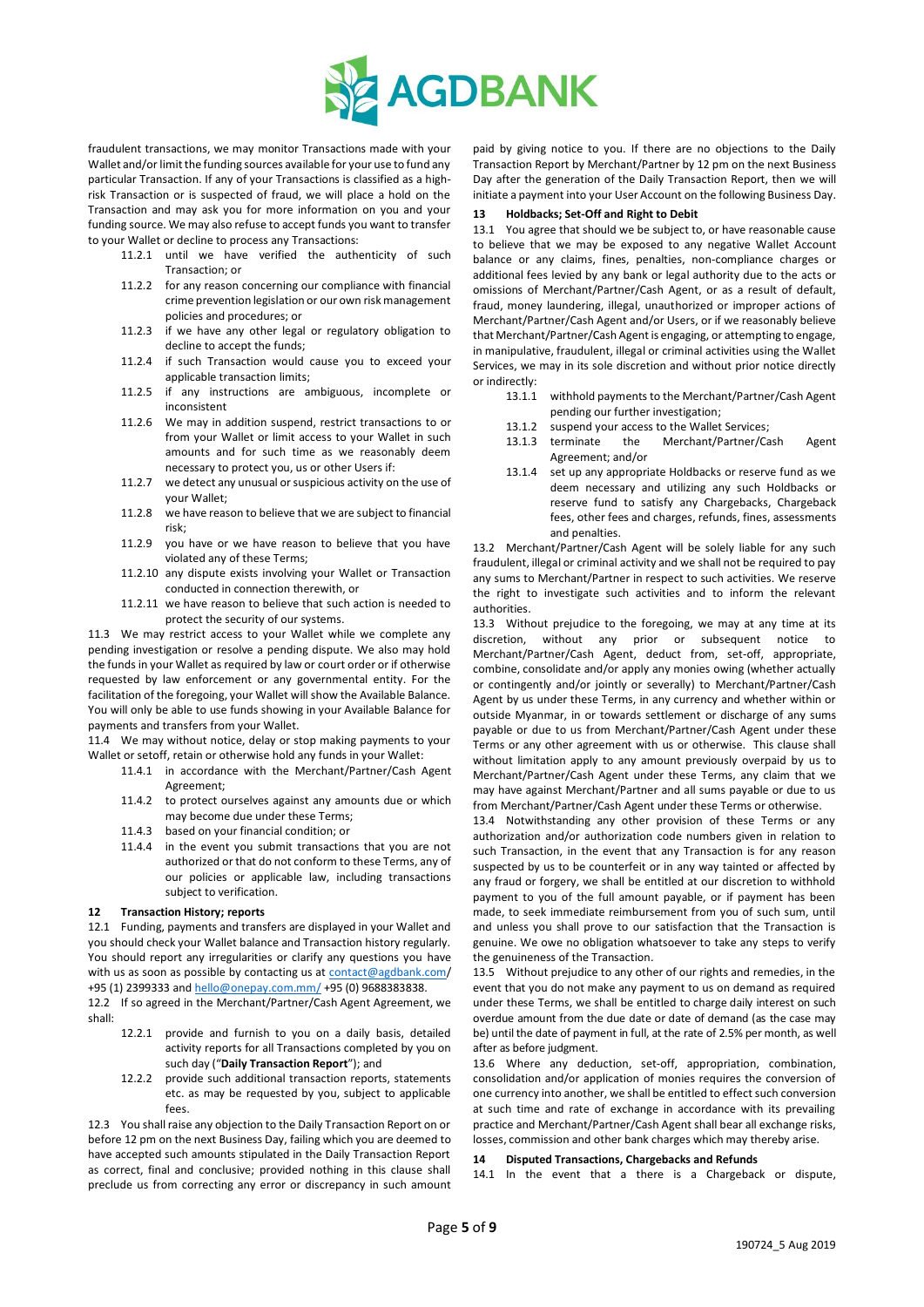fraudulent transactions, we may monitor Transactions made with your Wallet and/or limit the funding sources available for your use to fund any particular Transaction. If any of your Transactions is classified as a high-risk Transaction or is suspected of fraud, we will place a hold on the Transaction and may ask you for more information on you and your funding source. We may also refuse to accept funds you want to transfer to your Wallet or decline to process any Transactions:

- 11.2.1 until we have verified the authenticity of such Transaction; or
- 11.2.2 for any reason concerning our compliance with financial crime prevention legislation or our own risk management policies and procedures; or
- 11.2.3 if we have any other legal or regulatory obligation to decline to accept the funds;
- 11.2.4 if such Transaction would cause you to exceed your applicable transaction limits;
- 11.2.5 if any instructions are ambiguous, incomplete or inconsistent
- 11.2.6 We may in addition suspend, restrict transactions to or from your Wallet or limit access to your Wallet in such amounts and for such time as we reasonably deem necessary to protect you, us or other Users if:
- 11.2.7 we detect any unusual or suspicious activity on the use of your Wallet;
- 11.2.8 we have reason to believe that we are subject to financial risk;
- 11.2.9 you have or we have reason to believe that you have violated any of these Terms;
- 11.2.10 any dispute exists involving your Wallet or Transaction conducted in connection therewith, or
- 11.2.11 we have reason to believe that such action is needed to protect the security of our systems.

11.3 We may restrict access to your Wallet while we complete any pending investigation or resolve a pending dispute. We also may hold the funds in your Wallet as required by law or court order or if otherwise requested by law enforcement or any governmental entity. For the facilitation of the foregoing, your Wallet will show the Available Balance. You will only be able to use funds showing in your Available Balance for payments and transfers from your Wallet.

11.4 We may without notice, delay or stop making payments to your Wallet or setoff, retain or otherwise hold any funds in your Wallet:

- 11.4.1 in accordance with the Merchant/Partner/Cash Agent Agreement;
- 11.4.2 to protect ourselves against any amounts due or which may become due under these Terms;
- 11.4.3 based on your financial condition; or
- 11.4.4 in the event you submit transactions that you are not authorized or that do not conform to these Terms, any of our policies or applicable law, including transactions subject to verification.

## 12 Transaction History; reports

12.1 Funding, payments and transfers are displayed in your Wallet and you should check your Wallet balance and Transaction history regularly. You should report any irregularities or clarify any questions you have with us as soon as possible by contacting us at contact@agdbank.com/ +95 (1) 2399333 and hello@onepay.com.mm/ +95 (0) 9688383838.

12.2 If so agreed in the Merchant/Partner/Cash Agent Agreement, we shall:

- 12.2.1 provide and furnish to you on a daily basis, detailed activity reports for all Transactions completed by you on such day ("**Daily Transaction Report**"); and
- 12.2.2 provide such additional transaction reports, statements etc. as may be requested by you, subject to applicable fees.

12.3 You shall raise any objection to the Daily Transaction Report on or before 12 pm on the next Business Day, failing which you are deemed to have accepted such amounts stipulated in the Daily Transaction Report as correct, final and conclusive; provided nothing in this clause shall preclude us from correcting any error or discrepancy in such amount paid by giving notice to you. If there are no objections to the Daily Transaction Report by Merchant/Partner by 12 pm on the next Business Day after the generation of the Daily Transaction Report, then we will initiate a payment into your User Account on the following Business Day.

## 13 Holdbacks; Set-Off and Right to Debit

13.1 You agree that should we be subject to, or have reasonable cause to believe that we may be exposed to any negative Wallet Account balance or any claims, fines, penalties, non-compliance charges or additional fees levied by any bank or legal authority due to the acts or omissions of Merchant/Partner/Cash Agent, or as a result of default, fraud, money laundering, illegal, unauthorized or improper actions of Merchant/Partner/Cash Agent and/or Users, or if we reasonably believe that Merchant/Partner/Cash Agent is engaging, or attempting to engage, in manipulative, fraudulent, illegal or criminal activities using the Wallet Services, we may in its sole discretion and without prior notice directly or indirectly:

- 13.1.1 withhold payments to the Merchant/Partner/Cash Agent pending our further investigation;
- 13.1.2 suspend your access to the Wallet Services;
- 13.1.3 terminate the Merchant/Partner/Cash Agent Agreement; and/or
- 13.1.4 set up any appropriate Holdbacks or reserve fund as we deem necessary and utilizing any such Holdbacks or reserve fund to satisfy any Chargebacks, Chargeback fees, other fees and charges, refunds, fines, assessments and penalties.

13.2 Merchant/Partner/Cash Agent will be solely liable for any such fraudulent, illegal or criminal activity and we shall not be required to pay any sums to Merchant/Partner in respect to such activities. We reserve the right to investigate such activities and to inform the relevant authorities.

13.3 Without prejudice to the foregoing, we may at any time at its discretion, without any prior or subsequent notice to Merchant/Partner/Cash Agent, deduct from, set-off, appropriate, combine, consolidate and/or apply any monies owing (whether actually or contingently and/or jointly or severally) to Merchant/Partner/Cash Agent by us under these Terms, in any currency and whether within or outside Myanmar, in or towards settlement or discharge of any sums payable or due to us from Merchant/Partner/Cash Agent under these Terms or any other agreement with us or otherwise. This clause shall without limitation apply to any amount previously overpaid by us to Merchant/Partner/Cash Agent under these Terms, any claim that we may have against Merchant/Partner and all sums payable or due to us from Merchant/Partner/Cash Agent under these Terms or otherwise.

13.4 Notwithstanding any other provision of these Terms or any authorization and/or authorization code numbers given in relation to such Transaction, in the event that any Transaction is for any reason suspected by us to be counterfeit or in any way tainted or affected by any fraud or forgery, we shall be entitled at our discretion to withhold payment to you of the full amount payable, or if payment has been made, to seek immediate reimbursement from you of such sum, until and unless you shall prove to our satisfaction that the Transaction is genuine. We owe no obligation whatsoever to take any steps to verify the genuineness of the Transaction.

13.5 Without prejudice to any other of our rights and remedies, in the event that you do not make any payment to us on demand as required under these Terms, we shall be entitled to charge daily interest on such overdue amount from the due date or date of demand (as the case may be) until the date of payment in full, at the rate of 2.5% per month, as well after as before judgment.

13.6 Where any deduction, set-off, appropriation, combination, consolidation and/or application of monies requires the conversion of one currency into another, we shall be entitled to effect such conversion at such time and rate of exchange in accordance with its prevailing practice and Merchant/Partner/Cash Agent shall bear all exchange risks, losses, commission and other bank charges which may thereby arise.

## 14 Disputed Transactions, Chargebacks and Refunds

14.1 In the event that a there is a Chargeback or dispute,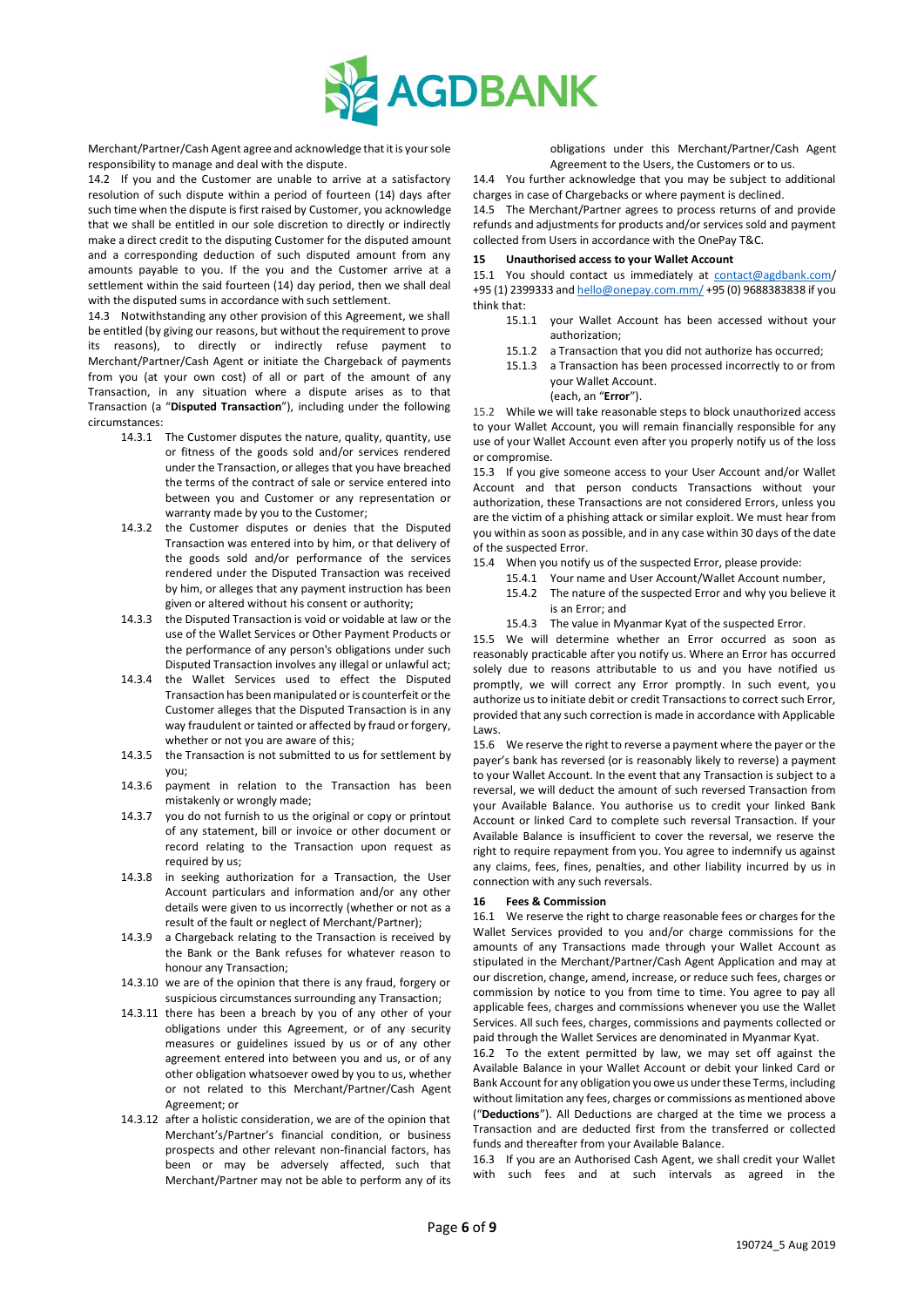Merchant/Partner/Cash Agent agree and acknowledge that it is your sole responsibility to manage and deal with the dispute.

14.2 If you and the Customer are unable to arrive at a satisfactory resolution of such dispute within a period of fourteen (14) days after such time when the dispute is first raised by Customer, you acknowledge that we shall be entitled in our sole discretion to directly or indirectly make a direct credit to the disputing Customer for the disputed amount and a corresponding deduction of such disputed amount from any amounts payable to you. If the you and the Customer arrive at a settlement within the said fourteen (14) day period, then we shall deal with the disputed sums in accordance with such settlement.

14.3 Notwithstanding any other provision of this Agreement, we shall be entitled (by giving our reasons, but without the requirement to prove its reasons), to directly or indirectly refuse payment to Merchant/Partner/Cash Agent or initiate the Chargeback of payments from you (at your own cost) of all or part of the amount of any Transaction, in any situation where a dispute arises as to that Transaction (a "**Disputed Transaction**"), including under the following circumstances:

- 14.3.1 The Customer disputes the nature, quality, quantity, use or fitness of the goods sold and/or services rendered under the Transaction, or alleges that you have breached the terms of the contract of sale or service entered into between you and Customer or any representation or warranty made by you to the Customer;
- 14.3.2 the Customer disputes or denies that the Disputed Transaction was entered into by him, or that delivery of the goods sold and/or performance of the services rendered under the Disputed Transaction was received by him, or alleges that any payment instruction has been given or altered without his consent or authority;
- 14.3.3 the Disputed Transaction is void or voidable at law or the use of the Wallet Services or Other Payment Products or the performance of any person's obligations under such Disputed Transaction involves any illegal or unlawful act;
- 14.3.4 the Wallet Services used to effect the Disputed Transaction has been manipulated or is counterfeit or the Customer alleges that the Disputed Transaction is in any way fraudulent or tainted or affected by fraud or forgery, whether or not you are aware of this;
- 14.3.5 the Transaction is not submitted to us for settlement by you;
- 14.3.6 payment in relation to the Transaction has been mistakenly or wrongly made;
- 14.3.7 you do not furnish to us the original or copy or printout of any statement, bill or invoice or other document or record relating to the Transaction upon request as required by us;
- 14.3.8 in seeking authorization for a Transaction, the User Account particulars and information and/or any other details were given to us incorrectly (whether or not as a result of the fault or neglect of Merchant/Partner);
- 14.3.9 a Chargeback relating to the Transaction is received by the Bank or the Bank refuses for whatever reason to honour any Transaction;
- 14.3.10 we are of the opinion that there is any fraud, forgery or suspicious circumstances surrounding any Transaction;
- 14.3.11 there has been a breach by you of any other of your obligations under this Agreement, or of any security measures or guidelines issued by us or of any other agreement entered into between you and us, or of any other obligation whatsoever owed by you to us, whether or not related to this Merchant/Partner/Cash Agent Agreement; or
- 14.3.12 after a holistic consideration, we are of the opinion that Merchant's/Partner's financial condition, or business prospects and other relevant non-financial factors, has been or may be adversely affected, such that Merchant/Partner may not be able to perform any of its obligations under this Merchant/Partner/Cash Agent Agreement to the Users, the Customers or to us.

14.4 You further acknowledge that you may be subject to additional charges in case of Chargebacks or where payment is declined.

14.5 The Merchant/Partner agrees to process returns of and provide refunds and adjustments for products and/or services sold and payment collected from Users in accordance with the OnePay T&C.

## 15 Unauthorised access to your Wallet Account

15.1 You should contact us immediately at contact@agdbank.com/ +95 (1) 2399333 and hello@onepay.com.mm/ +95 (0) 9688383838 if you think that:

- 15.1.1 your Wallet Account has been accessed without your authorization;
- 15.1.2 a Transaction that you did not authorize has occurred;
- 15.1.3 a Transaction has been processed incorrectly to or from your Wallet Account.

(each, an "**Error**").

15.2 While we will take reasonable steps to block unauthorized access to your Wallet Account, you will remain financially responsible for any use of your Wallet Account even after you properly notify us of the loss or compromise.

15.3 If you give someone access to your User Account and/or Wallet Account and that person conducts Transactions without your authorization, these Transactions are not considered Errors, unless you are the victim of a phishing attack or similar exploit. We must hear from you within as soon as possible, and in any case within 30 days of the date of the suspected Error.

15.4 When you notify us of the suspected Error, please provide:

- 15.4.1 Your name and User Account/Wallet Account number,
- 15.4.2 The nature of the suspected Error and why you believe it is an Error; and
- 15.4.3 The value in Myanmar Kyat of the suspected Error.

15.5 We will determine whether an Error occurred as soon as reasonably practicable after you notify us. Where an Error has occurred solely due to reasons attributable to us and you have notified us promptly, we will correct any Error promptly. In such event, you authorize us to initiate debit or credit Transactions to correct such Error, provided that any such correction is made in accordance with Applicable Laws.

15.6 We reserve the right to reverse a payment where the payer or the payer's bank has reversed (or is reasonably likely to reverse) a payment to your Wallet Account. In the event that any Transaction is subject to a reversal, we will deduct the amount of such reversed Transaction from your Available Balance. You authorise us to credit your linked Bank Account or linked Card to complete such reversal Transaction. If your Available Balance is insufficient to cover the reversal, we reserve the right to require repayment from you. You agree to indemnify us against any claims, fees, fines, penalties, and other liability incurred by us in connection with any such reversals.

## 16 Fees & Commission

16.1 We reserve the right to charge reasonable fees or charges for the Wallet Services provided to you and/or charge commissions for the amounts of any Transactions made through your Wallet Account as stipulated in the Merchant/Partner/Cash Agent Application and may at our discretion, change, amend, increase, or reduce such fees, charges or commission by notice to you from time to time. You agree to pay all applicable fees, charges and commissions whenever you use the Wallet Services. All such fees, charges, commissions and payments collected or paid through the Wallet Services are denominated in Myanmar Kyat.

16.2 To the extent permitted by law, we may set off against the Available Balance in your Wallet Account or debit your linked Card or Bank Account for any obligation you owe us under these Terms, including without limitation any fees, charges or commissions as mentioned above ("**Deductions**"). All Deductions are charged at the time we process a Transaction and are deducted first from the transferred or collected funds and thereafter from your Available Balance.

16.3 If you are an Authorised Cash Agent, we shall credit your Wallet with such fees and at such intervals as agreed in the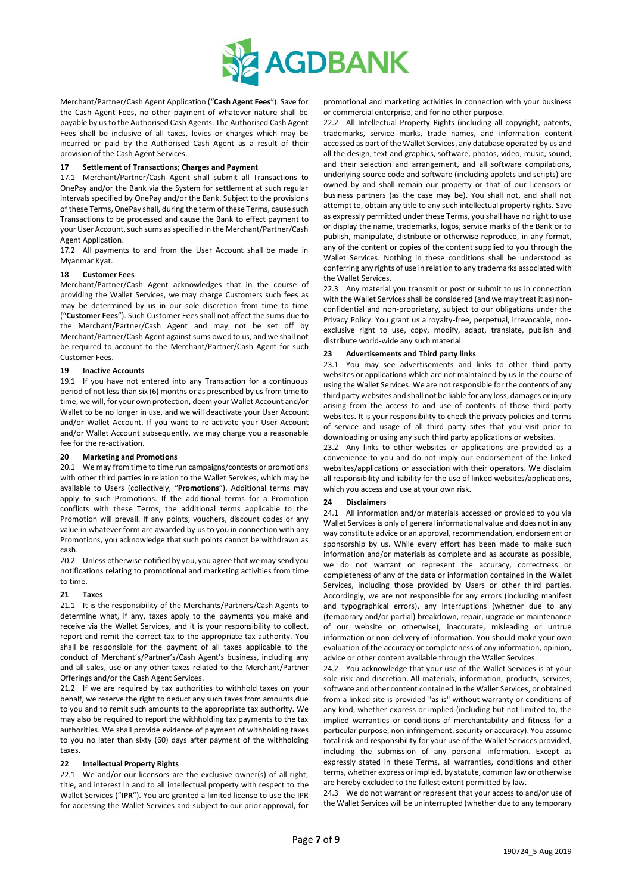Merchant/Partner/Cash Agent Application ("**Cash Agent Fees**"). Save for the Cash Agent Fees, no other payment of whatever nature shall be payable by us to the Authorised Cash Agents. The Authorised Cash Agent Fees shall be inclusive of all taxes, levies or charges which may be incurred or paid by the Authorised Cash Agent as a result of their provision of the Cash Agent Services.

### 17 Settlement of Transactions; Charges and Payment

17.1 Merchant/Partner/Cash Agent shall submit all Transactions to OnePay and/or the Bank via the System for settlement at such regular intervals specified by OnePay and/or the Bank. Subject to the provisions of these Terms, OnePay shall, during the term of these Terms, cause such Transactions to be processed and cause the Bank to effect payment to your User Account, such sums as specified in the Merchant/Partner/Cash Agent Application.

17.2 All payments to and from the User Account shall be made in Myanmar Kyat.

### 18 Customer Fees

Merchant/Partner/Cash Agent acknowledges that in the course of providing the Wallet Services, we may charge Customers such fees as may be determined by us in our sole discretion from time to time ("**Customer Fees**"). Such Customer Fees shall not affect the sums due to the Merchant/Partner/Cash Agent and may not be set off by Merchant/Partner/Cash Agent against sums owed to us, and we shall not be required to account to the Merchant/Partner/Cash Agent for such Customer Fees.

### 19 Inactive Accounts

19.1 If you have not entered into any Transaction for a continuous period of not less than six (6) months or as prescribed by us from time to time, we will, for your own protection, deem your Wallet Account and/or Wallet to be no longer in use, and we will deactivate your User Account and/or Wallet Account. If you want to re-activate your User Account and/or Wallet Account subsequently, we may charge you a reasonable fee for the re-activation.

### 20 Marketing and Promotions

20.1 We may from time to time run campaigns/contests or promotions with other third parties in relation to the Wallet Services, which may be available to Users (collectively, "**Promotions**"). Additional terms may apply to such Promotions. If the additional terms for a Promotion conflicts with these Terms, the additional terms applicable to the Promotion will prevail. If any points, vouchers, discount codes or any value in whatever form are awarded by us to you in connection with any Promotions, you acknowledge that such points cannot be withdrawn as cash.

20.2 Unless otherwise notified by you, you agree that we may send you notifications relating to promotional and marketing activities from time to time.

### 21 Taxes

21.1 It is the responsibility of the Merchants/Partners/Cash Agents to determine what, if any, taxes apply to the payments you make and receive via the Wallet Services, and it is your responsibility to collect, report and remit the correct tax to the appropriate tax authority. You shall be responsible for the payment of all taxes applicable to the conduct of Merchant's/Partner's/Cash Agent's business, including any and all sales, use or any other taxes related to the Merchant/Partner Offerings and/or the Cash Agent Services.

21.2 If we are required by tax authorities to withhold taxes on your behalf, we reserve the right to deduct any such taxes from amounts due to you and to remit such amounts to the appropriate tax authority. We may also be required to report the withholding tax payments to the tax authorities. We shall provide evidence of payment of withholding taxes to you no later than sixty (60) days after payment of the withholding taxes.

### 22 Intellectual Property Rights

22.1 We and/or our licensors are the exclusive owner(s) of all right, title, and interest in and to all intellectual property with respect to the Wallet Services ("**IPR**"). You are granted a limited license to use the IPR for accessing the Wallet Services and subject to our prior approval, for promotional and marketing activities in connection with your business or commercial enterprise, and for no other purpose.

22.2 All Intellectual Property Rights (including all copyright, patents, trademarks, service marks, trade names, and information content accessed as part of the Wallet Services, any database operated by us and all the design, text and graphics, software, photos, video, music, sound, and their selection and arrangement, and all software compilations, underlying source code and software (including applets and scripts) are owned by and shall remain our property or that of our licensors or business partners (as the case may be). You shall not, and shall not attempt to, obtain any title to any such intellectual property rights. Save as expressly permitted under these Terms, you shall have no right to use or display the name, trademarks, logos, service marks of the Bank or to publish, manipulate, distribute or otherwise reproduce, in any format, any of the content or copies of the content supplied to you through the Wallet Services. Nothing in these conditions shall be understood as conferring any rights of use in relation to any trademarks associated with the Wallet Services.

22.3 Any material you transmit or post or submit to us in connection with the Wallet Services shall be considered (and we may treat it as) non-confidential and non-proprietary, subject to our obligations under the Privacy Policy. You grant us a royalty-free, perpetual, irrevocable, non-exclusive right to use, copy, modify, adapt, translate, publish and distribute world-wide any such material.

### 23 Advertisements and Third party links

23.1 You may see advertisements and links to other third party websites or applications which are not maintained by us in the course of using the Wallet Services. We are not responsible for the contents of any third party websites and shall not be liable for any loss, damages or injury arising from the access to and use of contents of those third party websites. It is your responsibility to check the privacy policies and terms of service and usage of all third party sites that you visit prior to downloading or using any such third party applications or websites.

23.2 Any links to other websites or applications are provided as a convenience to you and do not imply our endorsement of the linked websites/applications or association with their operators. We disclaim all responsibility and liability for the use of linked websites/applications, which you access and use at your own risk.

### 24 Disclaimers

24.1 All information and/or materials accessed or provided to you via Wallet Services is only of general informational value and does not in any way constitute advice or an approval, recommendation, endorsement or sponsorship by us. While every effort has been made to make such information and/or materials as complete and as accurate as possible, we do not warrant or represent the accuracy, correctness or completeness of any of the data or information contained in the Wallet Services, including those provided by Users or other third parties. Accordingly, we are not responsible for any errors (including manifest and typographical errors), any interruptions (whether due to any (temporary and/or partial) breakdown, repair, upgrade or maintenance of our website or otherwise), inaccurate, misleading or untrue information or non-delivery of information. You should make your own evaluation of the accuracy or completeness of any information, opinion, advice or other content available through the Wallet Services.

24.2 You acknowledge that your use of the Wallet Services is at your sole risk and discretion. All materials, information, products, services, software and other content contained in the Wallet Services, or obtained from a linked site is provided "as is" without warranty or conditions of any kind, whether express or implied (including but not limited to, the implied warranties or conditions of merchantability and fitness for a particular purpose, non-infringement, security or accuracy). You assume total risk and responsibility for your use of the Wallet Services provided, including the submission of any personal information. Except as expressly stated in these Terms, all warranties, conditions and other terms, whether express or implied, by statute, common law or otherwise are hereby excluded to the fullest extent permitted by law.

24.3 We do not warrant or represent that your access to and/or use of the Wallet Services will be uninterrupted (whether due to any temporary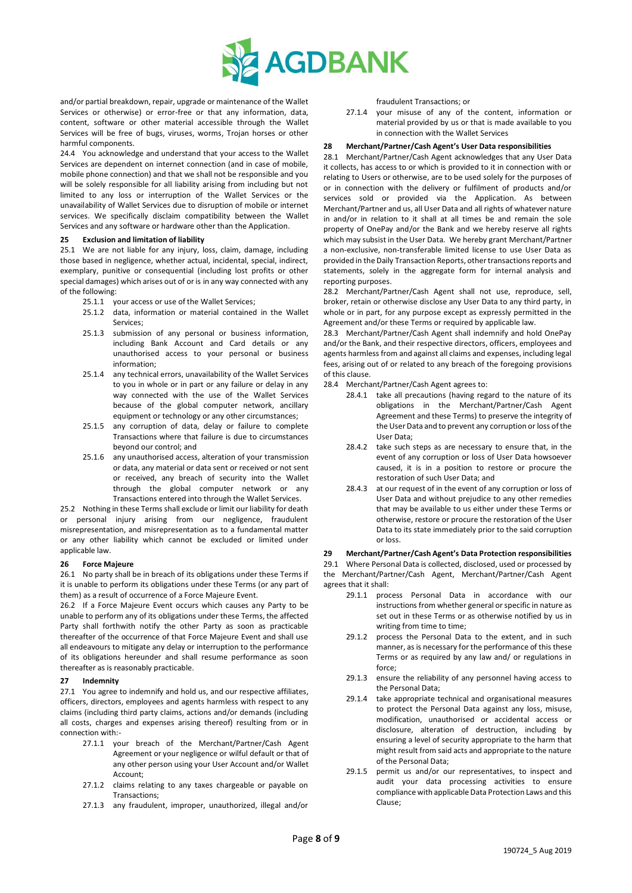and/or partial breakdown, repair, upgrade or maintenance of the Wallet Services or otherwise) or error-free or that any information, data, content, software or other material accessible through the Wallet Services will be free of bugs, viruses, worms, Trojan horses or other harmful components.

24.4 You acknowledge and understand that your access to the Wallet Services are dependent on internet connection (and in case of mobile, mobile phone connection) and that we shall not be responsible and you will be solely responsible for all liability arising from including but not limited to any loss or interruption of the Wallet Services or the unavailability of Wallet Services due to disruption of mobile or internet services. We specifically disclaim compatibility between the Wallet Services and any software or hardware other than the Application.

## 25 Exclusion and limitation of liability

25.1 We are not liable for any injury, loss, claim, damage, including those based in negligence, whether actual, incidental, special, indirect, exemplary, punitive or consequential (including lost profits or other special damages) which arises out of or is in any way connected with any of the following:

- 25.1.1 your access or use of the Wallet Services;
- 25.1.2 data, information or material contained in the Wallet Services;
- 25.1.3 submission of any personal or business information, including Bank Account and Card details or any unauthorised access to your personal or business information;
- 25.1.4 any technical errors, unavailability of the Wallet Services to you in whole or in part or any failure or delay in any way connected with the use of the Wallet Services because of the global computer network, ancillary equipment or technology or any other circumstances;
- 25.1.5 any corruption of data, delay or failure to complete Transactions where that failure is due to circumstances beyond our control; and
- 25.1.6 any unauthorised access, alteration of your transmission or data, any material or data sent or received or not sent or received, any breach of security into the Wallet through the global computer network or any Transactions entered into through the Wallet Services.

25.2 Nothing in these Terms shall exclude or limit our liability for death or personal injury arising from our negligence, fraudulent misrepresentation, and misrepresentation as to a fundamental matter or any other liability which cannot be excluded or limited under applicable law.

## 26 Force Majeure

26.1 No party shall be in breach of its obligations under these Terms if it is unable to perform its obligations under these Terms (or any part of them) as a result of occurrence of a Force Majeure Event.

26.2 If a Force Majeure Event occurs which causes any Party to be unable to perform any of its obligations under these Terms, the affected Party shall forthwith notify the other Party as soon as practicable thereafter of the occurrence of that Force Majeure Event and shall use all endeavours to mitigate any delay or interruption to the performance of its obligations hereunder and shall resume performance as soon thereafter as is reasonably practicable.

## 27 Indemnity

27.1 You agree to indemnify and hold us, and our respective affiliates, officers, directors, employees and agents harmless with respect to any claims (including third party claims, actions and/or demands (including all costs, charges and expenses arising thereof) resulting from or in connection with:-

- 27.1.1 your breach of the Merchant/Partner/Cash Agent Agreement or your negligence or wilful default or that of any other person using your User Account and/or Wallet Account;
- 27.1.2 claims relating to any taxes chargeable or payable on Transactions;
- 27.1.3 any fraudulent, improper, unauthorized, illegal and/or fraudulent Transactions; or
- 27.1.4 your misuse of any of the content, information or material provided by us or that is made available to you in connection with the Wallet Services

## 28 Merchant/Partner/Cash Agent's User Data responsibilities

28.1 Merchant/Partner/Cash Agent acknowledges that any User Data it collects, has access to or which is provided to it in connection with or relating to Users or otherwise, are to be used solely for the purposes of or in connection with the delivery or fulfilment of products and/or services sold or provided via the Application. As between Merchant/Partner and us, all User Data and all rights of whatever nature in and/or in relation to it shall at all times be and remain the sole property of OnePay and/or the Bank and we hereby reserve all rights which may subsist in the User Data. We hereby grant Merchant/Partner a non-exclusive, non-transferable limited license to use User Data as provided in the Daily Transaction Reports, other transactions reports and statements, solely in the aggregate form for internal analysis and reporting purposes.

28.2 Merchant/Partner/Cash Agent shall not use, reproduce, sell, broker, retain or otherwise disclose any User Data to any third party, in whole or in part, for any purpose except as expressly permitted in the Agreement and/or these Terms or required by applicable law.

28.3 Merchant/Partner/Cash Agent shall indemnify and hold OnePay and/or the Bank, and their respective directors, officers, employees and agents harmless from and against all claims and expenses, including legal fees, arising out of or related to any breach of the foregoing provisions of this clause.

28.4 Merchant/Partner/Cash Agent agrees to:

- 28.4.1 take all precautions (having regard to the nature of its obligations in the Merchant/Partner/Cash Agent Agreement and these Terms) to preserve the integrity of the User Data and to prevent any corruption or loss of the User Data;
- 28.4.2 take such steps as are necessary to ensure that, in the event of any corruption or loss of User Data howsoever caused, it is in a position to restore or procure the restoration of such User Data; and
- 28.4.3 at our request of in the event of any corruption or loss of User Data and without prejudice to any other remedies that may be available to us either under these Terms or otherwise, restore or procure the restoration of the User Data to its state immediately prior to the said corruption or loss.

## 29 Merchant/Partner/Cash Agent's Data Protection responsibilities

29.1 Where Personal Data is collected, disclosed, used or processed by the Merchant/Partner/Cash Agent, Merchant/Partner/Cash Agent agrees that it shall:

- 29.1.1 process Personal Data in accordance with our instructions from whether general or specific in nature as set out in these Terms or as otherwise notified by us in writing from time to time;
- 29.1.2 process the Personal Data to the extent, and in such manner, as is necessary for the performance of this these Terms or as required by any law and/ or regulations in force;
- 29.1.3 ensure the reliability of any personnel having access to the Personal Data;
- 29.1.4 take appropriate technical and organisational measures to protect the Personal Data against any loss, misuse, modification, unauthorised or accidental access or disclosure, alteration of destruction, including by ensuring a level of security appropriate to the harm that might result from said acts and appropriate to the nature of the Personal Data;
- 29.1.5 permit us and/or our representatives, to inspect and audit your data processing activities to ensure compliance with applicable Data Protection Laws and this Clause;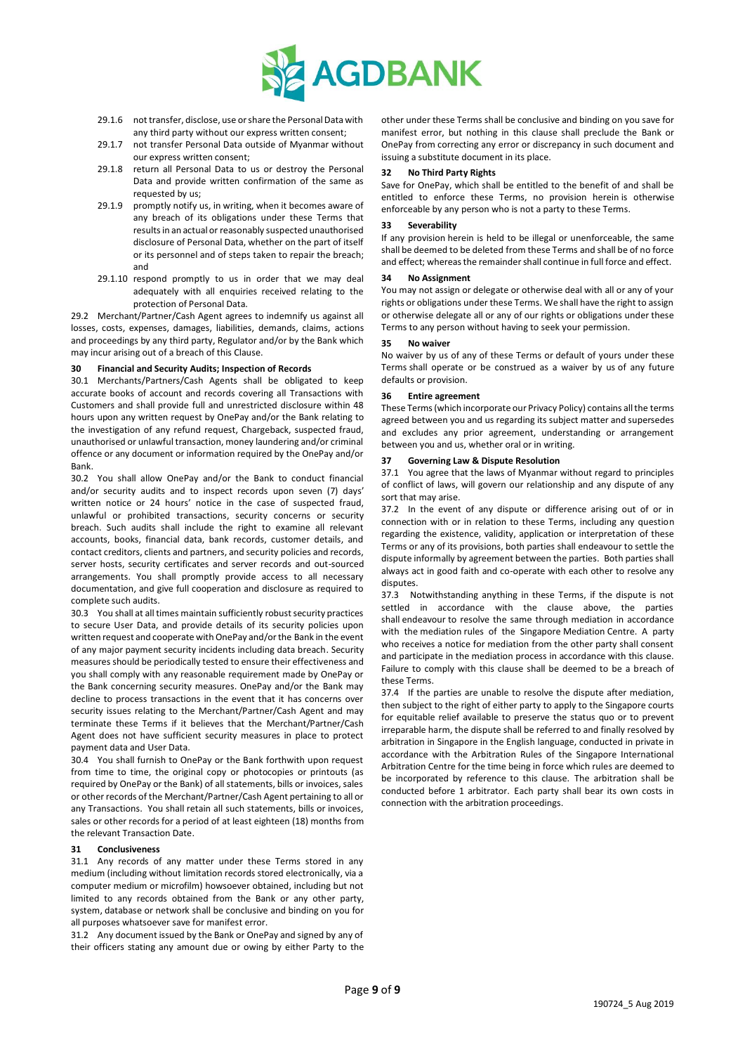29.1.6 not transfer, disclose, use or share the Personal Data with any third party without our express written consent;

29.1.7 not transfer Personal Data outside of Myanmar without our express written consent;

29.1.8 return all Personal Data to us or destroy the Personal Data and provide written confirmation of the same as requested by us;

29.1.9 promptly notify us, in writing, when it becomes aware of any breach of its obligations under these Terms that results in an actual or reasonably suspected unauthorised disclosure of Personal Data, whether on the part of itself or its personnel and of steps taken to repair the breach; and

29.1.10 respond promptly to us in order that we may deal adequately with all enquiries received relating to the protection of Personal Data.

29.2 Merchant/Partner/Cash Agent agrees to indemnify us against all losses, costs, expenses, damages, liabilities, demands, claims, actions and proceedings by any third party, Regulator and/or by the Bank which may incur arising out of a breach of this Clause.

### 30 Financial and Security Audits; Inspection of Records

30.1 Merchants/Partners/Cash Agents shall be obligated to keep accurate books of account and records covering all Transactions with Customers and shall provide full and unrestricted disclosure within 48 hours upon any written request by OnePay and/or the Bank relating to the investigation of any refund request, Chargeback, suspected fraud, unauthorised or unlawful transaction, money laundering and/or criminal offence or any document or information required by the OnePay and/or Bank.

30.2 You shall allow OnePay and/or the Bank to conduct financial and/or security audits and to inspect records upon seven (7) days' written notice or 24 hours' notice in the case of suspected fraud, unlawful or prohibited transactions, security concerns or security breach. Such audits shall include the right to examine all relevant accounts, books, financial data, bank records, customer details, and contact creditors, clients and partners, and security policies and records, server hosts, security certificates and server records and out-sourced arrangements. You shall promptly provide access to all necessary documentation, and give full cooperation and disclosure as required to complete such audits.

30.3 You shall at all times maintain sufficiently robust security practices to secure User Data, and provide details of its security policies upon written request and cooperate with OnePay and/or the Bank in the event of any major payment security incidents including data breach. Security measures should be periodically tested to ensure their effectiveness and you shall comply with any reasonable requirement made by OnePay or the Bank concerning security measures. OnePay and/or the Bank may decline to process transactions in the event that it has concerns over security issues relating to the Merchant/Partner/Cash Agent and may terminate these Terms if it believes that the Merchant/Partner/Cash Agent does not have sufficient security measures in place to protect payment data and User Data.

30.4 You shall furnish to OnePay or the Bank forthwith upon request from time to time, the original copy or photocopies or printouts (as required by OnePay or the Bank) of all statements, bills or invoices, sales or other records of the Merchant/Partner/Cash Agent pertaining to all or any Transactions. You shall retain all such statements, bills or invoices, sales or other records for a period of at least eighteen (18) months from the relevant Transaction Date.

### 31 Conclusiveness

31.1 Any records of any matter under these Terms stored in any medium (including without limitation records stored electronically, via a computer medium or microfilm) howsoever obtained, including but not limited to any records obtained from the Bank or any other party, system, database or network shall be conclusive and binding on you for all purposes whatsoever save for manifest error.

31.2 Any document issued by the Bank or OnePay and signed by any of their officers stating any amount due or owing by either Party to the other under these Terms shall be conclusive and binding on you save for manifest error, but nothing in this clause shall preclude the Bank or OnePay from correcting any error or discrepancy in such document and issuing a substitute document in its place.

### 32 No Third Party Rights

Save for OnePay, which shall be entitled to the benefit of and shall be entitled to enforce these Terms, no provision herein is otherwise enforceable by any person who is not a party to these Terms.

### 33 Severability

If any provision herein is held to be illegal or unenforceable, the same shall be deemed to be deleted from these Terms and shall be of no force and effect; whereas the remainder shall continue in full force and effect.

### 34 No Assignment

You may not assign or delegate or otherwise deal with all or any of your rights or obligations under these Terms. We shall have the right to assign or otherwise delegate all or any of our rights or obligations under these Terms to any person without having to seek your permission.

### 35 No waiver

No waiver by us of any of these Terms or default of yours under these Terms shall operate or be construed as a waiver by us of any future defaults or provision.

### 36 Entire agreement

These Terms (which incorporate our Privacy Policy) contains all the terms agreed between you and us regarding its subject matter and supersedes and excludes any prior agreement, understanding or arrangement between you and us, whether oral or in writing.

### 37 Governing Law & Dispute Resolution

37.1 You agree that the laws of Myanmar without regard to principles of conflict of laws, will govern our relationship and any dispute of any sort that may arise.

37.2 In the event of any dispute or difference arising out of or in connection with or in relation to these Terms, including any question regarding the existence, validity, application or interpretation of these Terms or any of its provisions, both parties shall endeavour to settle the dispute informally by agreement between the parties. Both parties shall always act in good faith and co-operate with each other to resolve any disputes.

37.3 Notwithstanding anything in these Terms, if the dispute is not settled in accordance with the clause above, the parties shall endeavour to resolve the same through mediation in accordance with the mediation rules of the Singapore Mediation Centre. A party who receives a notice for mediation from the other party shall consent and participate in the mediation process in accordance with this clause. Failure to comply with this clause shall be deemed to be a breach of these Terms.

37.4 If the parties are unable to resolve the dispute after mediation, then subject to the right of either party to apply to the Singapore courts for equitable relief available to preserve the status quo or to prevent irreparable harm, the dispute shall be referred to and finally resolved by arbitration in Singapore in the English language, conducted in private in accordance with the Arbitration Rules of the Singapore International Arbitration Centre for the time being in force which rules are deemed to be incorporated by reference to this clause. The arbitration shall be conducted before 1 arbitrator. Each party shall bear its own costs in connection with the arbitration proceedings.

190724_5 Aug 2019